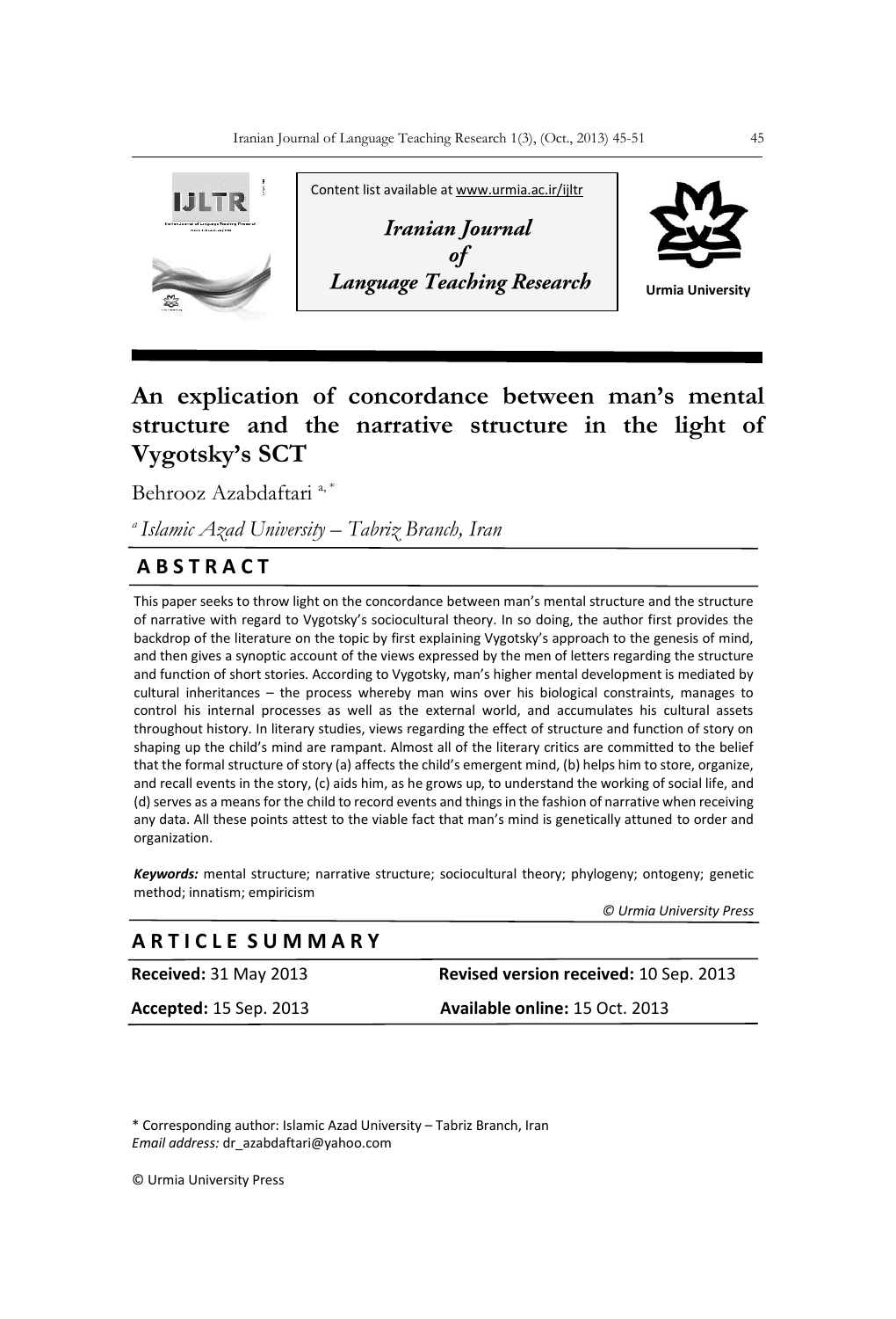Content list available at www.urmia.ac.ir/ijltr

*Iranian Journal of Language Teaching Research*

Urmia University

# An explication of concordance between man's mental structure and the narrative structure in the light of Vygotsky's SCT

Behrooz Azabdaftari [a, *]

[a] *Islamic Azad University – Tabriz Branch, Iran*

## A B S T R A C T

This paper seeks to throw light on the concordance between man's mental structure and the structure of narrative with regard to Vygotsky's sociocultural theory. In so doing, the author first provides the backdrop of the literature on the topic by first explaining Vygotsky's approach to the genesis of mind, and then gives a synoptic account of the views expressed by the men of letters regarding the structure and function of short stories. According to Vygotsky, man's higher mental development is mediated by cultural inheritances – the process whereby man wins over his biological constraints, manages to control his internal processes as well as the external world, and accumulates his cultural assets throughout history. In literary studies, views regarding the effect of structure and function of story on shaping up the child's mind are rampant. Almost all of the literary critics are committed to the belief that the formal structure of story (a) affects the child's emergent mind, (b) helps him to store, organize, and recall events in the story, (c) aids him, as he grows up, to understand the working of social life, and (d) serves as a means for the child to record events and things in the fashion of narrative when receiving any data. All these points attest to the viable fact that man's mind is genetically attuned to order and organization.

***Keywords:*** mental structure; narrative structure; sociocultural theory; phylogeny; ontogeny; genetic method; innatism; empiricism

*© Urmia University Press*

## A R T I C L E S U M M A R Y

**Received:** 31 May 2013 **Revised version received:** 10 Sep. 2013

**Accepted:** 15 Sep. 2013 **Available online:** 15 Oct. 2013

\* Corresponding author: Islamic Azad University – Tabriz Branch, Iran
*Email address:* dr_azabdaftari@yahoo.com

© Urmia University Press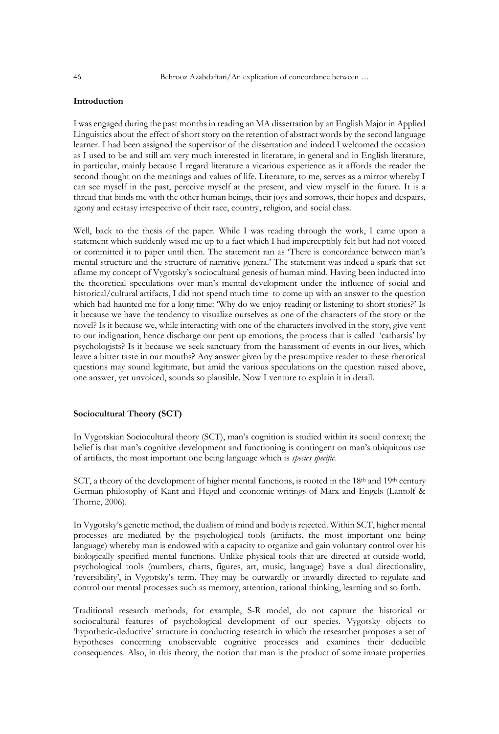## Introduction

I was engaged during the past months in reading an MA dissertation by an English Major in Applied Linguistics about the effect of short story on the retention of abstract words by the second language learner. I had been assigned the supervisor of the dissertation and indeed I welcomed the occasion as I used to be and still am very much interested in literature, in general and in English literature, in particular, mainly because I regard literature a vicarious experience as it affords the reader the second thought on the meanings and values of life. Literature, to me, serves as a mirror whereby I can see myself in the past, perceive myself at the present, and view myself in the future. It is a thread that binds me with the other human beings, their joys and sorrows, their hopes and despairs, agony and ecstasy irrespective of their race, country, religion, and social class.

Well, back to the thesis of the paper. While I was reading through the work, I came upon a statement which suddenly wised me up to a fact which I had imperceptibly felt but had not voiced or committed it to paper until then. The statement ran as 'There is concordance between man's mental structure and the structure of narrative genera.' The statement was indeed a spark that set aflame my concept of Vygotsky's sociocultural genesis of human mind. Having been inducted into the theoretical speculations over man's mental development under the influence of social and historical/cultural artifacts, I did not spend much time to come up with an answer to the question which had haunted me for a long time: 'Why do we enjoy reading or listening to short stories?' Is it because we have the tendency to visualize ourselves as one of the characters of the story or the novel? Is it because we, while interacting with one of the characters involved in the story, give vent to our indignation, hence discharge our pent up emotions, the process that is called 'catharsis' by psychologists? Is it because we seek sanctuary from the harassment of events in our lives, which leave a bitter taste in our mouths? Any answer given by the presumptive reader to these rhetorical questions may sound legitimate, but amid the various speculations on the question raised above, one answer, yet unvoiced, sounds so plausible. Now I venture to explain it in detail.

## Sociocultural Theory (SCT)

In Vygotskian Sociocultural theory (SCT), man's cognition is studied within its social context; the belief is that man's cognitive development and functioning is contingent on man's ubiquitous use of artifacts, the most important one being language which is *species specific.*

SCT, a theory of the development of higher mental functions, is rooted in the 18th and 19th century German philosophy of Kant and Hegel and economic writings of Marx and Engels (Lantolf & Thorne, 2006).

In Vygotsky's genetic method, the dualism of mind and body is rejected. Within SCT, higher mental processes are mediated by the psychological tools (artifacts, the most important one being language) whereby man is endowed with a capacity to organize and gain voluntary control over his biologically specified mental functions. Unlike physical tools that are directed at outside world, psychological tools (numbers, charts, figures, art, music, language) have a dual directionality, 'reversibility', in Vygotsky's term. They may be outwardly or inwardly directed to regulate and control our mental processes such as memory, attention, rational thinking, learning and so forth.

Traditional research methods, for example, S-R model, do not capture the historical or sociocultural features of psychological development of our species. Vygotsky objects to 'hypothetic-deductive' structure in conducting research in which the researcher proposes a set of hypotheses concerning unobservable cognitive processes and examines their deducible consequences. Also, in this theory, the notion that man is the product of some innate properties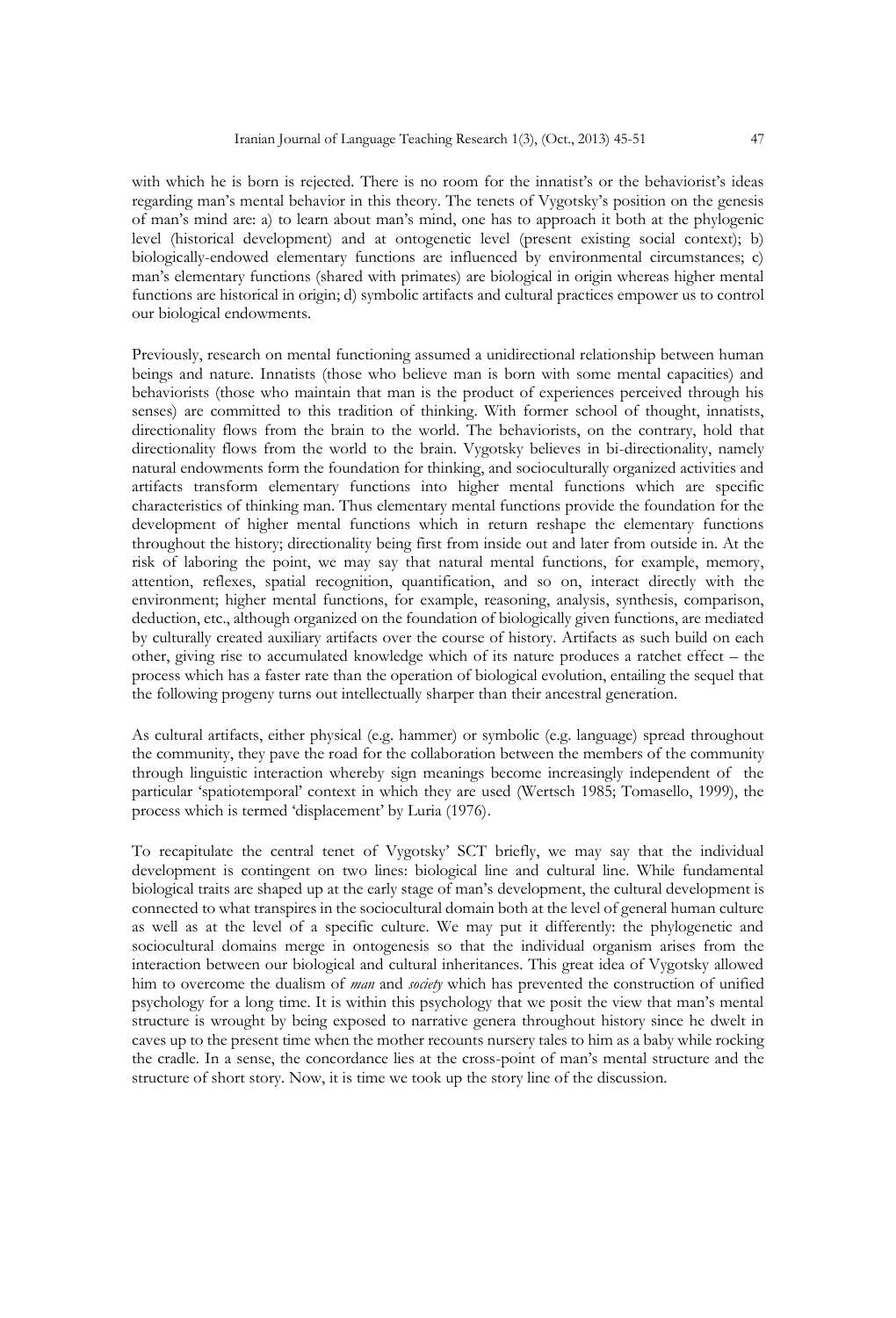with which he is born is rejected. There is no room for the innatist's or the behaviorist's ideas regarding man's mental behavior in this theory. The tenets of Vygotsky's position on the genesis of man's mind are: a) to learn about man's mind, one has to approach it both at the phylogenic level (historical development) and at ontogenetic level (present existing social context); b) biologically-endowed elementary functions are influenced by environmental circumstances; c) man's elementary functions (shared with primates) are biological in origin whereas higher mental functions are historical in origin; d) symbolic artifacts and cultural practices empower us to control our biological endowments.

Previously, research on mental functioning assumed a unidirectional relationship between human beings and nature. Innatists (those who believe man is born with some mental capacities) and behaviorists (those who maintain that man is the product of experiences perceived through his senses) are committed to this tradition of thinking. With former school of thought, innatists, directionality flows from the brain to the world. The behaviorists, on the contrary, hold that directionality flows from the world to the brain. Vygotsky believes in bi-directionality, namely natural endowments form the foundation for thinking, and socioculturally organized activities and artifacts transform elementary functions into higher mental functions which are specific characteristics of thinking man. Thus elementary mental functions provide the foundation for the development of higher mental functions which in return reshape the elementary functions throughout the history; directionality being first from inside out and later from outside in. At the risk of laboring the point, we may say that natural mental functions, for example, memory, attention, reflexes, spatial recognition, quantification, and so on, interact directly with the environment; higher mental functions, for example, reasoning, analysis, synthesis, comparison, deduction, etc., although organized on the foundation of biologically given functions, are mediated by culturally created auxiliary artifacts over the course of history. Artifacts as such build on each other, giving rise to accumulated knowledge which of its nature produces a ratchet effect – the process which has a faster rate than the operation of biological evolution, entailing the sequel that the following progeny turns out intellectually sharper than their ancestral generation.

As cultural artifacts, either physical (e.g. hammer) or symbolic (e.g. language) spread throughout the community, they pave the road for the collaboration between the members of the community through linguistic interaction whereby sign meanings become increasingly independent of the particular 'spatiotemporal' context in which they are used (Wertsch 1985; Tomasello, 1999), the process which is termed 'displacement' by Luria (1976).

To recapitulate the central tenet of Vygotsky' SCT briefly, we may say that the individual development is contingent on two lines: biological line and cultural line. While fundamental biological traits are shaped up at the early stage of man's development, the cultural development is connected to what transpires in the sociocultural domain both at the level of general human culture as well as at the level of a specific culture. We may put it differently: the phylogenetic and sociocultural domains merge in ontogenesis so that the individual organism arises from the interaction between our biological and cultural inheritances. This great idea of Vygotsky allowed him to overcome the dualism of *man* and *society* which has prevented the construction of unified psychology for a long time. It is within this psychology that we posit the view that man's mental structure is wrought by being exposed to narrative genera throughout history since he dwelt in caves up to the present time when the mother recounts nursery tales to him as a baby while rocking the cradle. In a sense, the concordance lies at the cross-point of man's mental structure and the structure of short story. Now, it is time we took up the story line of the discussion.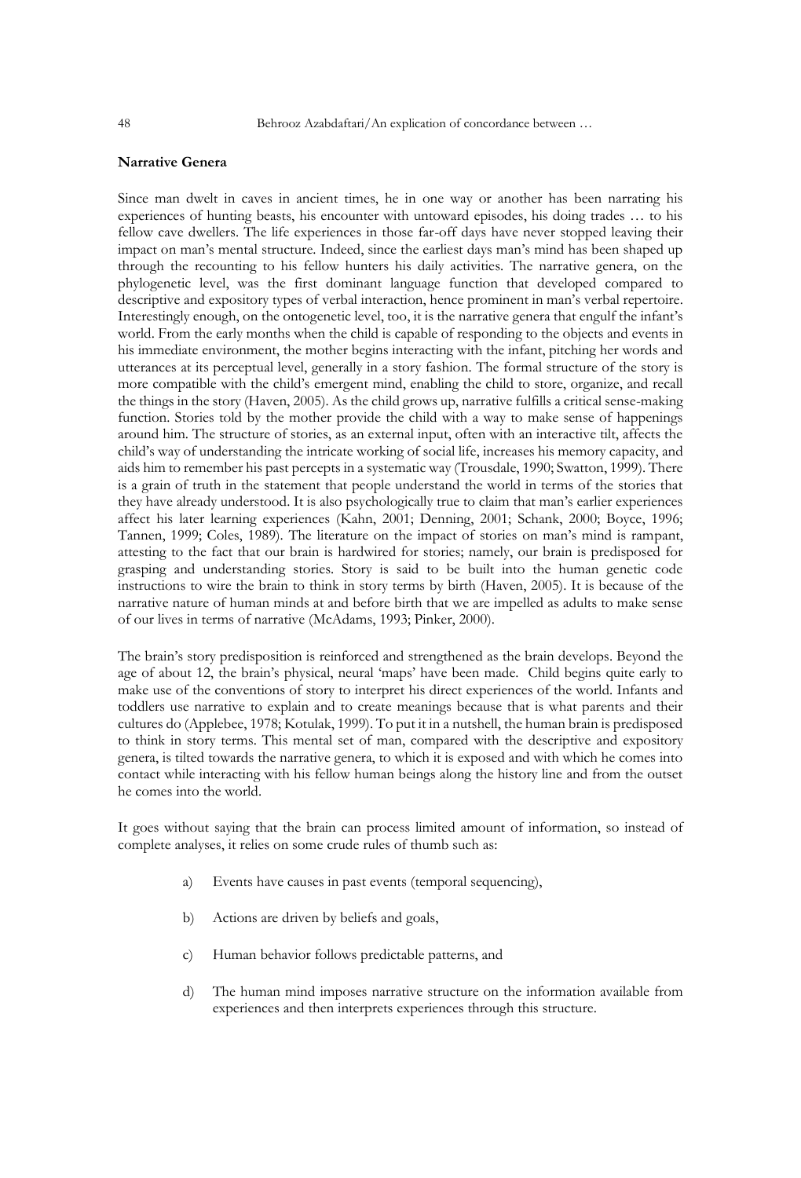**Narrative Genera**

Since man dwelt in caves in ancient times, he in one way or another has been narrating his experiences of hunting beasts, his encounter with untoward episodes, his doing trades … to his fellow cave dwellers. The life experiences in those far-off days have never stopped leaving their impact on man's mental structure. Indeed, since the earliest days man's mind has been shaped up through the recounting to his fellow hunters his daily activities. The narrative genera, on the phylogenetic level, was the first dominant language function that developed compared to descriptive and expository types of verbal interaction, hence prominent in man's verbal repertoire. Interestingly enough, on the ontogenetic level, too, it is the narrative genera that engulf the infant's world. From the early months when the child is capable of responding to the objects and events in his immediate environment, the mother begins interacting with the infant, pitching her words and utterances at its perceptual level, generally in a story fashion. The formal structure of the story is more compatible with the child's emergent mind, enabling the child to store, organize, and recall the things in the story (Haven, 2005). As the child grows up, narrative fulfills a critical sense-making function. Stories told by the mother provide the child with a way to make sense of happenings around him. The structure of stories, as an external input, often with an interactive tilt, affects the child's way of understanding the intricate working of social life, increases his memory capacity, and aids him to remember his past percepts in a systematic way (Trousdale, 1990; Swatton, 1999). There is a grain of truth in the statement that people understand the world in terms of the stories that they have already understood. It is also psychologically true to claim that man's earlier experiences affect his later learning experiences (Kahn, 2001; Denning, 2001; Schank, 2000; Boyce, 1996; Tannen, 1999; Coles, 1989). The literature on the impact of stories on man's mind is rampant, attesting to the fact that our brain is hardwired for stories; namely, our brain is predisposed for grasping and understanding stories. Story is said to be built into the human genetic code instructions to wire the brain to think in story terms by birth (Haven, 2005). It is because of the narrative nature of human minds at and before birth that we are impelled as adults to make sense of our lives in terms of narrative (McAdams, 1993; Pinker, 2000).

The brain's story predisposition is reinforced and strengthened as the brain develops. Beyond the age of about 12, the brain's physical, neural 'maps' have been made. Child begins quite early to make use of the conventions of story to interpret his direct experiences of the world. Infants and toddlers use narrative to explain and to create meanings because that is what parents and their cultures do (Applebee, 1978; Kotulak, 1999). To put it in a nutshell, the human brain is predisposed to think in story terms. This mental set of man, compared with the descriptive and expository genera, is tilted towards the narrative genera, to which it is exposed and with which he comes into contact while interacting with his fellow human beings along the history line and from the outset he comes into the world.

It goes without saying that the brain can process limited amount of information, so instead of complete analyses, it relies on some crude rules of thumb such as:

a) Events have causes in past events (temporal sequencing),

b) Actions are driven by beliefs and goals,

c) Human behavior follows predictable patterns, and

d) The human mind imposes narrative structure on the information available from experiences and then interprets experiences through this structure.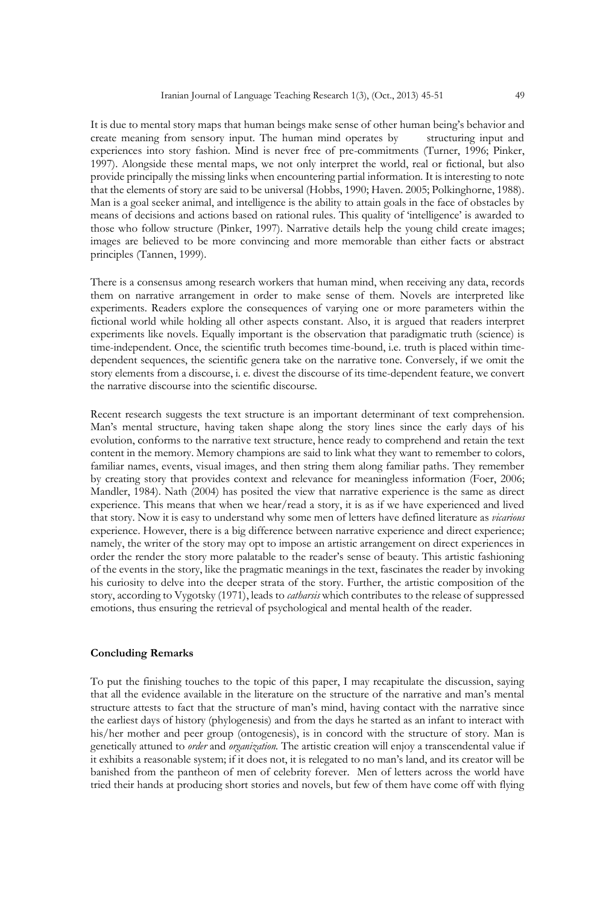It is due to mental story maps that human beings make sense of other human being's behavior and create meaning from sensory input. The human mind operates by structuring input and experiences into story fashion. Mind is never free of pre-commitments (Turner, 1996; Pinker, 1997). Alongside these mental maps, we not only interpret the world, real or fictional, but also provide principally the missing links when encountering partial information. It is interesting to note that the elements of story are said to be universal (Hobbs, 1990; Haven. 2005; Polkinghorne, 1988). Man is a goal seeker animal, and intelligence is the ability to attain goals in the face of obstacles by means of decisions and actions based on rational rules. This quality of 'intelligence' is awarded to those who follow structure (Pinker, 1997). Narrative details help the young child create images; images are believed to be more convincing and more memorable than either facts or abstract principles (Tannen, 1999).

There is a consensus among research workers that human mind, when receiving any data, records them on narrative arrangement in order to make sense of them. Novels are interpreted like experiments. Readers explore the consequences of varying one or more parameters within the fictional world while holding all other aspects constant. Also, it is argued that readers interpret experiments like novels. Equally important is the observation that paradigmatic truth (science) is time-independent. Once, the scientific truth becomes time-bound, i.e. truth is placed within time-dependent sequences, the scientific genera take on the narrative tone. Conversely, if we omit the story elements from a discourse, i. e. divest the discourse of its time-dependent feature, we convert the narrative discourse into the scientific discourse.

Recent research suggests the text structure is an important determinant of text comprehension. Man's mental structure, having taken shape along the story lines since the early days of his evolution, conforms to the narrative text structure, hence ready to comprehend and retain the text content in the memory. Memory champions are said to link what they want to remember to colors, familiar names, events, visual images, and then string them along familiar paths. They remember by creating story that provides context and relevance for meaningless information (Foer, 2006; Mandler, 1984). Nath (2004) has posited the view that narrative experience is the same as direct experience. This means that when we hear/read a story, it is as if we have experienced and lived that story. Now it is easy to understand why some men of letters have defined literature as *vicarious* experience. However, there is a big difference between narrative experience and direct experience; namely, the writer of the story may opt to impose an artistic arrangement on direct experiences in order the render the story more palatable to the reader's sense of beauty. This artistic fashioning of the events in the story, like the pragmatic meanings in the text, fascinates the reader by invoking his curiosity to delve into the deeper strata of the story. Further, the artistic composition of the story, according to Vygotsky (1971), leads to *catharsis* which contributes to the release of suppressed emotions, thus ensuring the retrieval of psychological and mental health of the reader.

## Concluding Remarks

To put the finishing touches to the topic of this paper, I may recapitulate the discussion, saying that all the evidence available in the literature on the structure of the narrative and man's mental structure attests to fact that the structure of man's mind, having contact with the narrative since the earliest days of history (phylogenesis) and from the days he started as an infant to interact with his/her mother and peer group (ontogenesis), is in concord with the structure of story. Man is genetically attuned to *order* and *organization*. The artistic creation will enjoy a transcendental value if it exhibits a reasonable system; if it does not, it is relegated to no man's land, and its creator will be banished from the pantheon of men of celebrity forever. Men of letters across the world have tried their hands at producing short stories and novels, but few of them have come off with flying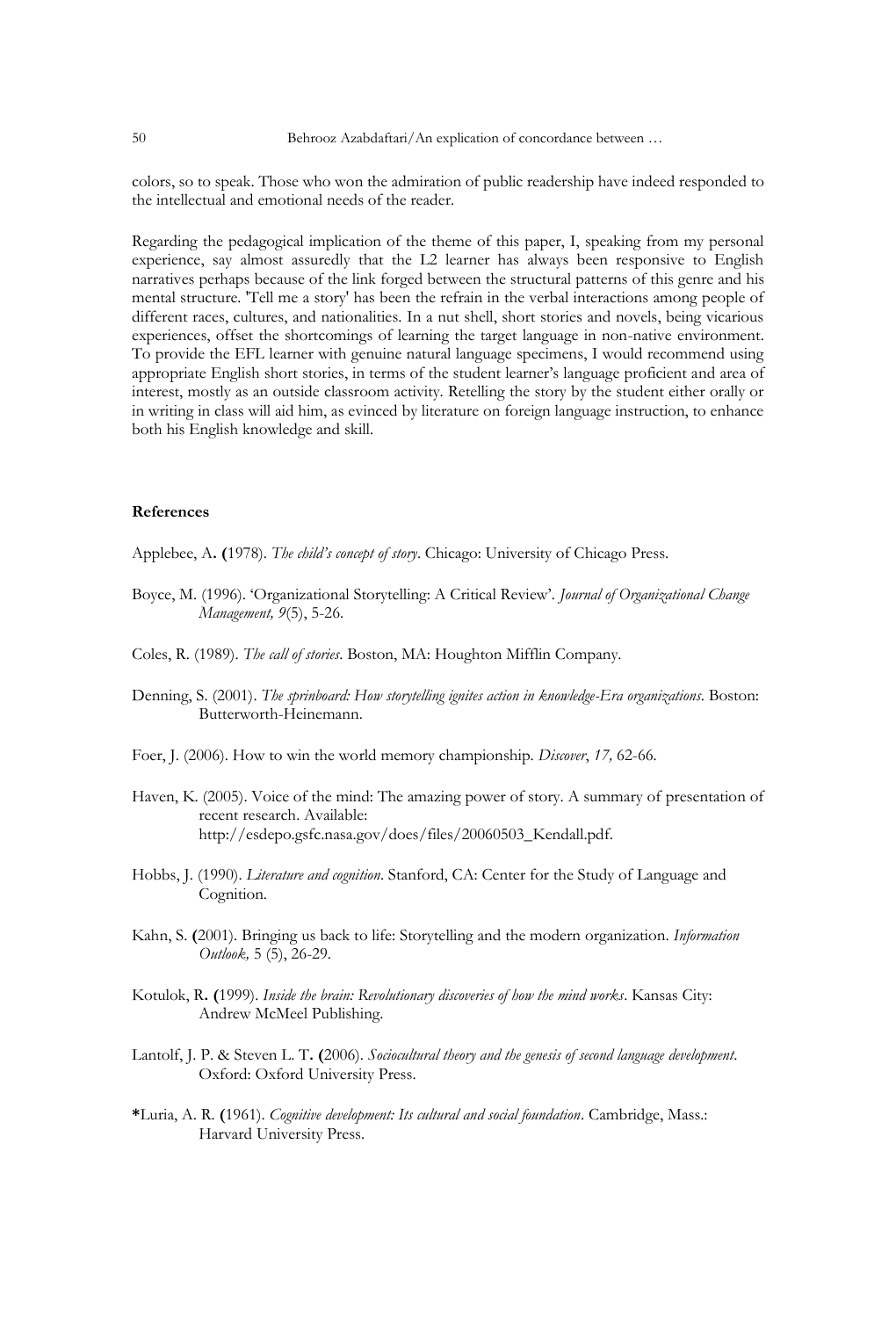colors, so to speak. Those who won the admiration of public readership have indeed responded to the intellectual and emotional needs of the reader.

Regarding the pedagogical implication of the theme of this paper, I, speaking from my personal experience, say almost assuredly that the L2 learner has always been responsive to English narratives perhaps because of the link forged between the structural patterns of this genre and his mental structure. 'Tell me a story' has been the refrain in the verbal interactions among people of different races, cultures, and nationalities. In a nut shell, short stories and novels, being vicarious experiences, offset the shortcomings of learning the target language in non-native environment. To provide the EFL learner with genuine natural language specimens, I would recommend using appropriate English short stories, in terms of the student learner's language proficient and area of interest, mostly as an outside classroom activity. Retelling the story by the student either orally or in writing in class will aid him, as evinced by literature on foreign language instruction, to enhance both his English knowledge and skill.

**References**

Applebee, A**. (**1978). *The child's concept of story*. Chicago: University of Chicago Press.

Boyce, M. (1996). 'Organizational Storytelling: A Critical Review'. *Journal of Organizational Change Management, 9*(5), 5-26.

Coles, R. (1989). *The call of stories*. Boston, MA: Houghton Mifflin Company.

Denning, S. (2001). *The sprinboard: How storytelling ignites action in knowledge-Era organizations*. Boston: Butterworth-Heinemann.

Foer, J. (2006). How to win the world memory championship. *Discover*, *17,* 62-66.

Haven, K. (2005). Voice of the mind: The amazing power of story. A summary of presentation of recent research. Available: http://esdepo.gsfc.nasa.gov/does/files/20060503_Kendall.pdf.

Hobbs, J. (1990). *Literature and cognition*. Stanford, CA: Center for the Study of Language and Cognition.

Kahn, S. **(**2001). Bringing us back to life: Storytelling and the modern organization. *Information Outlook,* 5 (5), 26-29.

Kotulok, R**. (**1999). *Inside the brain: Revolutionary discoveries of how the mind works*. Kansas City: Andrew McMeel Publishing.

Lantolf, J. P. & Steven L. T**. (**2006). *Sociocultural theory and the genesis of second language development*. Oxford: Oxford University Press.

**\***Luria, A. R. **(**1961). *Cognitive development: Its cultural and social foundation*. Cambridge, Mass.: Harvard University Press.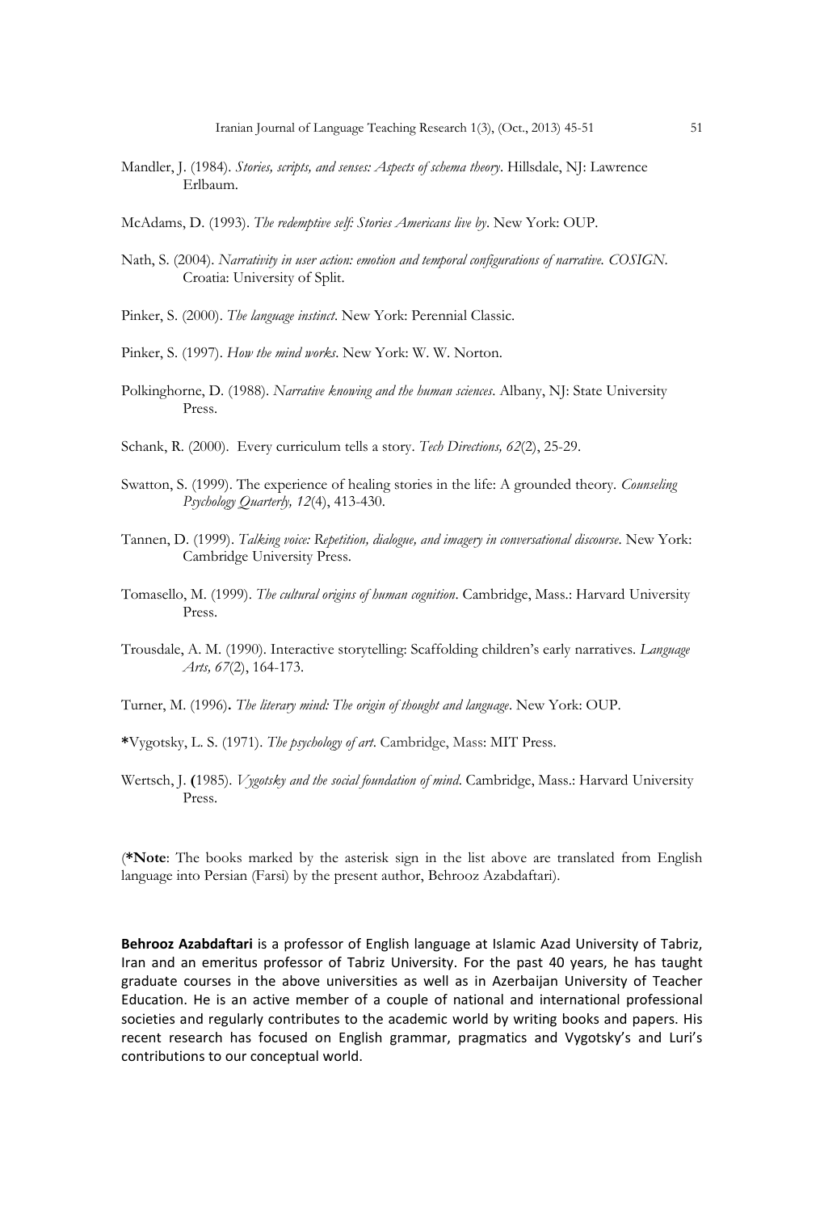Mandler, J. (1984). *Stories, scripts, and senses: Aspects of schema theory*. Hillsdale, NJ: Lawrence Erlbaum.

McAdams, D. (1993). *The redemptive self: Stories Americans live by*. New York: OUP.

Nath, S. (2004). *Narrativity in user action: emotion and temporal configurations of narrative. COSIGN*. Croatia: University of Split.

Pinker, S. (2000). *The language instinct*. New York: Perennial Classic.

Pinker, S. (1997). *How the mind works*. New York: W. W. Norton.

Polkinghorne, D. (1988). *Narrative knowing and the human sciences*. Albany, NJ: State University Press.

Schank, R. (2000). Every curriculum tells a story. *Tech Directions, 62*(2), 25-29.

Swatton, S. (1999). The experience of healing stories in the life: A grounded theory. *Counseling Psychology Quarterly, 12*(4), 413-430.

Tannen, D. (1999). *Talking voice: Repetition, dialogue, and imagery in conversational discourse*. New York: Cambridge University Press.

Tomasello, M. (1999). *The cultural origins of human cognition*. Cambridge, Mass.: Harvard University Press.

Trousdale, A. M. (1990). Interactive storytelling: Scaffolding children's early narratives. *Language Arts, 67*(2), 164-173.

Turner, M. (1996). *The literary mind: The origin of thought and language*. New York: OUP.

**\***Vygotsky, L. S. (1971). *The psychology of art*. Cambridge, Mass: MIT Press.

Wertsch, J. **(**1985). *Vygotsky and the social foundation of mind*. Cambridge, Mass.: Harvard University Press.

(**\*Note**: The books marked by the asterisk sign in the list above are translated from English language into Persian (Farsi) by the present author, Behrooz Azabdaftari).

**Behrooz Azabdaftari** is a professor of English language at Islamic Azad University of Tabriz, Iran and an emeritus professor of Tabriz University. For the past 40 years, he has taught graduate courses in the above universities as well as in Azerbaijan University of Teacher Education. He is an active member of a couple of national and international professional societies and regularly contributes to the academic world by writing books and papers. His recent research has focused on English grammar, pragmatics and Vygotsky's and Luri's contributions to our conceptual world.